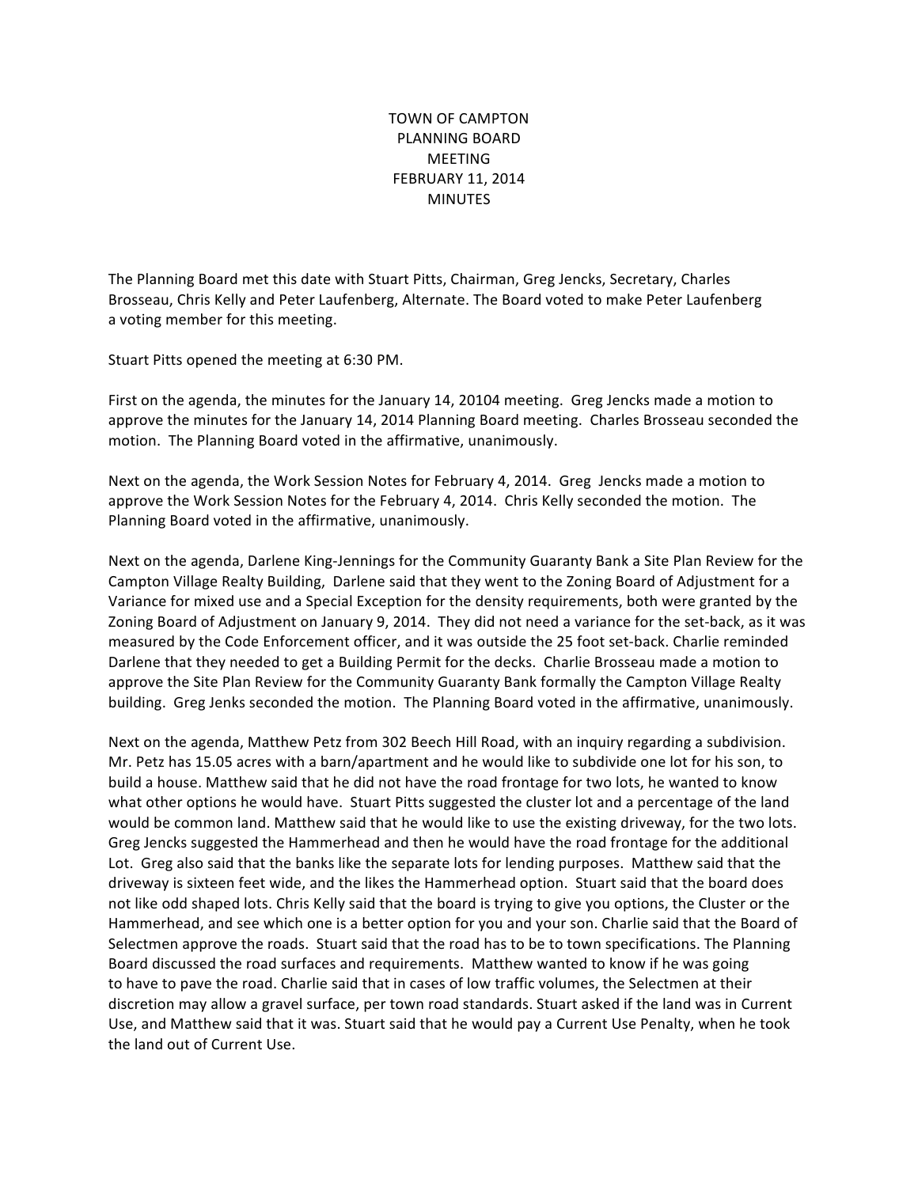# TOWN OF CAMPTON
# PLANNING BOARD
# MEETING
# FEBRUARY 11, 2014
# MINUTES

The Planning Board met this date with Stuart Pitts, Chairman, Greg Jencks, Secretary, Charles Brosseau, Chris Kelly and Peter Laufenberg, Alternate. The Board voted to make Peter Laufenberg a voting member for this meeting.

Stuart Pitts opened the meeting at 6:30 PM.

First on the agenda, the minutes for the January 14, 20104 meeting. Greg Jencks made a motion to approve the minutes for the January 14, 2014 Planning Board meeting. Charles Brosseau seconded the motion. The Planning Board voted in the affirmative, unanimously.

Next on the agenda, the Work Session Notes for February 4, 2014. Greg Jencks made a motion to approve the Work Session Notes for the February 4, 2014. Chris Kelly seconded the motion. The Planning Board voted in the affirmative, unanimously.

Next on the agenda, Darlene King-Jennings for the Community Guaranty Bank a Site Plan Review for the Campton Village Realty Building, Darlene said that they went to the Zoning Board of Adjustment for a Variance for mixed use and a Special Exception for the density requirements, both were granted by the Zoning Board of Adjustment on January 9, 2014. They did not need a variance for the set-back, as it was measured by the Code Enforcement officer, and it was outside the 25 foot set-back. Charlie reminded Darlene that they needed to get a Building Permit for the decks. Charlie Brosseau made a motion to approve the Site Plan Review for the Community Guaranty Bank formally the Campton Village Realty building. Greg Jenks seconded the motion. The Planning Board voted in the affirmative, unanimously.

Next on the agenda, Matthew Petz from 302 Beech Hill Road, with an inquiry regarding a subdivision. Mr. Petz has 15.05 acres with a barn/apartment and he would like to subdivide one lot for his son, to build a house. Matthew said that he did not have the road frontage for two lots, he wanted to know what other options he would have. Stuart Pitts suggested the cluster lot and a percentage of the land would be common land. Matthew said that he would like to use the existing driveway, for the two lots. Greg Jencks suggested the Hammerhead and then he would have the road frontage for the additional Lot. Greg also said that the banks like the separate lots for lending purposes. Matthew said that the driveway is sixteen feet wide, and the likes the Hammerhead option. Stuart said that the board does not like odd shaped lots. Chris Kelly said that the board is trying to give you options, the Cluster or the Hammerhead, and see which one is a better option for you and your son. Charlie said that the Board of Selectmen approve the roads. Stuart said that the road has to be to town specifications. The Planning Board discussed the road surfaces and requirements. Matthew wanted to know if he was going to have to pave the road. Charlie said that in cases of low traffic volumes, the Selectmen at their discretion may allow a gravel surface, per town road standards. Stuart asked if the land was in Current Use, and Matthew said that it was. Stuart said that he would pay a Current Use Penalty, when he took the land out of Current Use.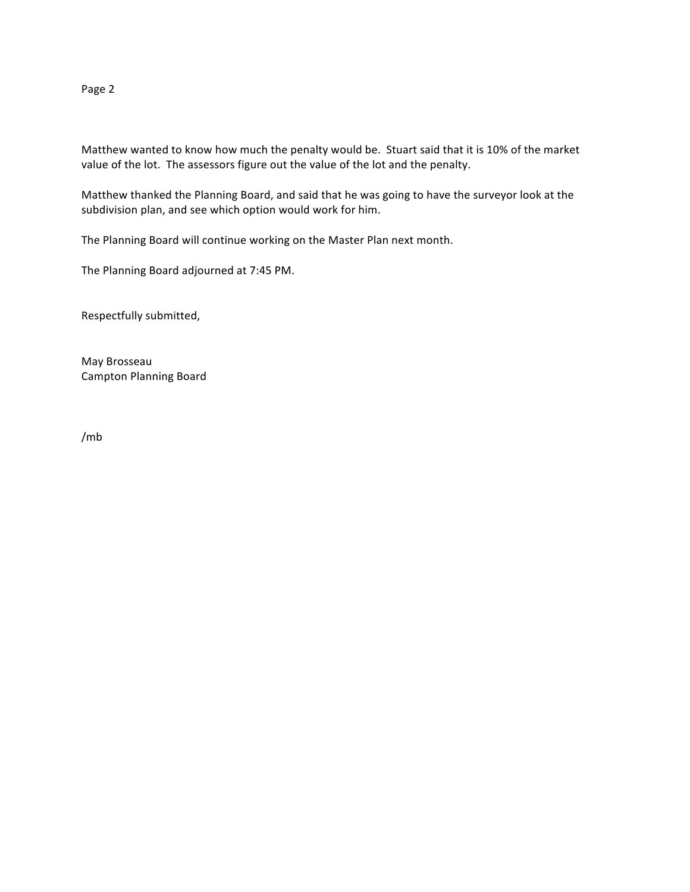Matthew wanted to know how much the penalty would be. Stuart said that it is 10% of the market value of the lot. The assessors figure out the value of the lot and the penalty.

Matthew thanked the Planning Board, and said that he was going to have the surveyor look at the subdivision plan, and see which option would work for him.

The Planning Board will continue working on the Master Plan next month.

The Planning Board adjourned at 7:45 PM.

Respectfully submitted,

May Brosseau
Campton Planning Board

/mb